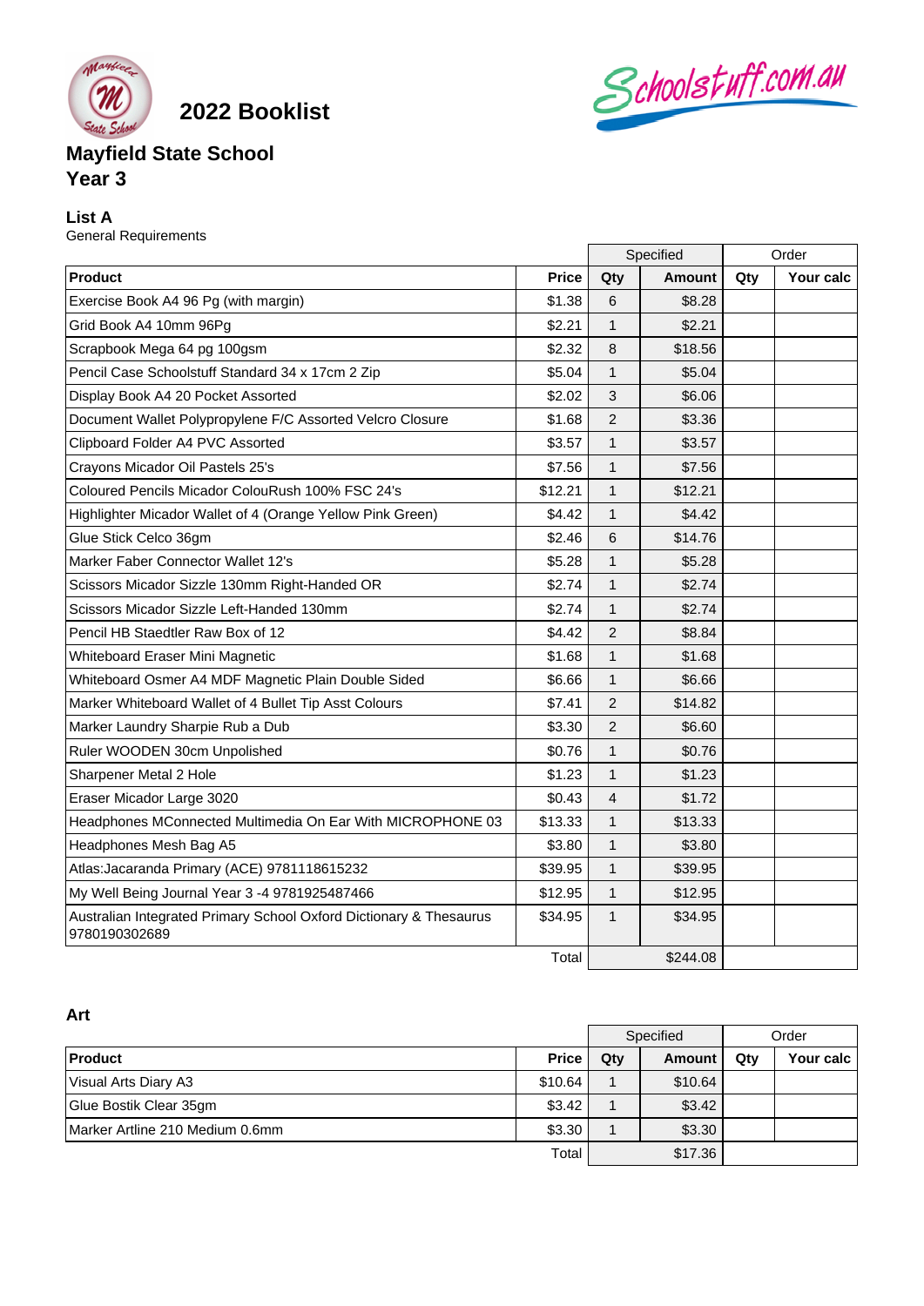# 2022 Booklist

## Mayfield State School
## Year 3

### List A
General Requirements

| Product | Price | Specified | | Order | |
|---|---|---|---|---|---|
| | | Qty | Amount | Qty | Your calc |
| Exercise Book A4 96 Pg (with margin) | $1.38 | 6 | $8.28 | | |
| Grid Book A4 10mm 96Pg | $2.21 | 1 | $2.21 | | |
| Scrapbook Mega 64 pg 100gsm | $2.32 | 8 | $18.56 | | |
| Pencil Case Schoolstuff Standard 34 x 17cm 2 Zip | $5.04 | 1 | $5.04 | | |
| Display Book A4 20 Pocket Assorted | $2.02 | 3 | $6.06 | | |
| Document Wallet Polypropylene F/C Assorted Velcro Closure | $1.68 | 2 | $3.36 | | |
| Clipboard Folder A4 PVC Assorted | $3.57 | 1 | $3.57 | | |
| Crayons Micador Oil Pastels 25's | $7.56 | 1 | $7.56 | | |
| Coloured Pencils Micador ColouRush 100% FSC 24's | $12.21 | 1 | $12.21 | | |
| Highlighter Micador Wallet of 4 (Orange Yellow Pink Green) | $4.42 | 1 | $4.42 | | |
| Glue Stick Celco 36gm | $2.46 | 6 | $14.76 | | |
| Marker Faber Connector Wallet 12's | $5.28 | 1 | $5.28 | | |
| Scissors Micador Sizzle 130mm Right-Handed OR | $2.74 | 1 | $2.74 | | |
| Scissors Micador Sizzle Left-Handed 130mm | $2.74 | 1 | $2.74 | | |
| Pencil HB Staedtler Raw Box of 12 | $4.42 | 2 | $8.84 | | |
| Whiteboard Eraser Mini Magnetic | $1.68 | 1 | $1.68 | | |
| Whiteboard Osmer A4 MDF Magnetic Plain Double Sided | $6.66 | 1 | $6.66 | | |
| Marker Whiteboard Wallet of 4 Bullet Tip Asst Colours | $7.41 | 2 | $14.82 | | |
| Marker Laundry Sharpie Rub a Dub | $3.30 | 2 | $6.60 | | |
| Ruler WOODEN 30cm Unpolished | $0.76 | 1 | $0.76 | | |
| Sharpener Metal 2 Hole | $1.23 | 1 | $1.23 | | |
| Eraser Micador Large 3020 | $0.43 | 4 | $1.72 | | |
| Headphones MConnected Multimedia On Ear With MICROPHONE 03 | $13.33 | 1 | $13.33 | | |
| Headphones Mesh Bag A5 | $3.80 | 1 | $3.80 | | |
| Atlas:Jacaranda Primary (ACE) 9781118615232 | $39.95 | 1 | $39.95 | | |
| My Well Being Journal Year 3 -4 9781925487466 | $12.95 | 1 | $12.95 | | |
| Australian Integrated Primary School Oxford Dictionary & Thesaurus 9780190302689 | $34.95 | 1 | $34.95 | | |
| | Total | | $244.08 | | |

### Art

| Product | Price | Specified | | Order | |
|---|---|---|---|---|---|
| | | Qty | Amount | Qty | Your calc |
| Visual Arts Diary A3 | $10.64 | 1 | $10.64 | | |
| Glue Bostik Clear 35gm | $3.42 | 1 | $3.42 | | |
| Marker Artline 210 Medium 0.6mm | $3.30 | 1 | $3.30 | | |
| | Total | | $17.36 | | |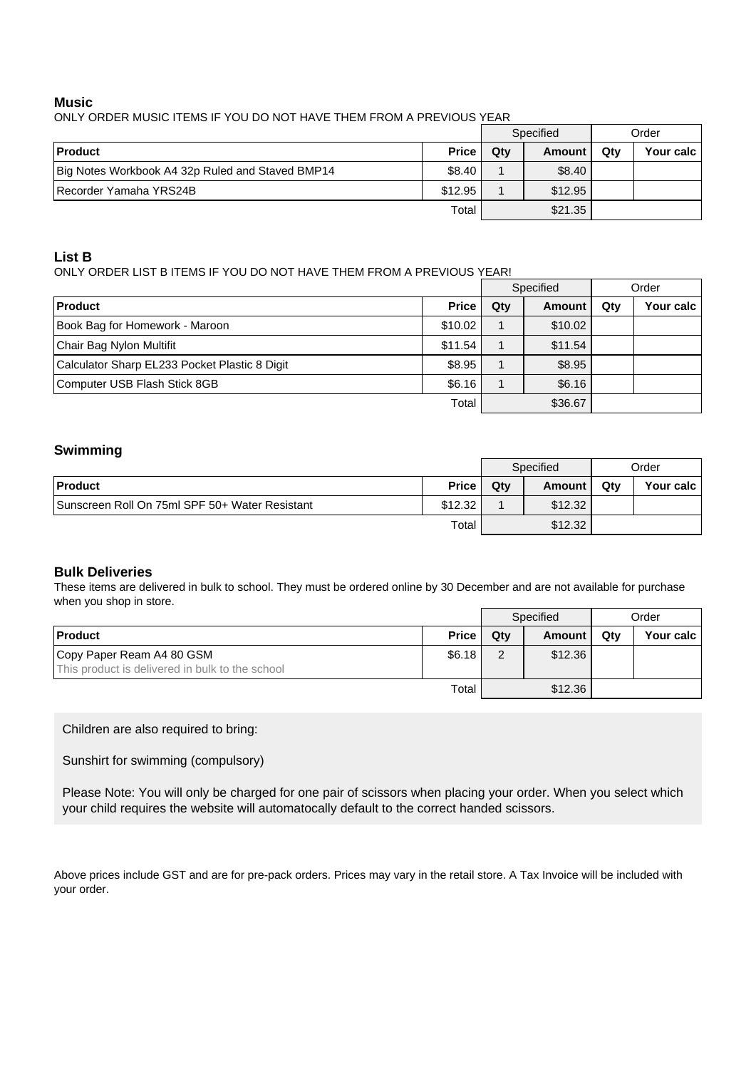## Music

ONLY ORDER MUSIC ITEMS IF YOU DO NOT HAVE THEM FROM A PREVIOUS YEAR

| | | Specified | | Order | |
|---|---|---|---|---|---|
| **Product** | **Price** | **Qty** | **Amount** | **Qty** | **Your calc** |
| Big Notes Workbook A4 32p Ruled and Staved BMP14 | $8.40 | 1 | $8.40 | | |
| Recorder Yamaha YRS24B | $12.95 | 1 | $12.95 | | |
| | Total | | $21.35 | | |

## List B

ONLY ORDER LIST B ITEMS IF YOU DO NOT HAVE THEM FROM A PREVIOUS YEAR!

| | | Specified | | Order | |
|---|---|---|---|---|---|
| **Product** | **Price** | **Qty** | **Amount** | **Qty** | **Your calc** |
| Book Bag for Homework - Maroon | $10.02 | 1 | $10.02 | | |
| Chair Bag Nylon Multifit | $11.54 | 1 | $11.54 | | |
| Calculator Sharp EL233 Pocket Plastic 8 Digit | $8.95 | 1 | $8.95 | | |
| Computer USB Flash Stick 8GB | $6.16 | 1 | $6.16 | | |
| | Total | | $36.67 | | |

## Swimming

| | | Specified | | Order | |
|---|---|---|---|---|---|
| **Product** | **Price** | **Qty** | **Amount** | **Qty** | **Your calc** |
| Sunscreen Roll On 75ml SPF 50+ Water Resistant | $12.32 | 1 | $12.32 | | |
| | Total | | $12.32 | | |

## Bulk Deliveries

These items are delivered in bulk to school. They must be ordered online by 30 December and are not available for purchase when you shop in store.

| | | Specified | | Order | |
|---|---|---|---|---|---|
| **Product** | **Price** | **Qty** | **Amount** | **Qty** | **Your calc** |
| Copy Paper Ream A4 80 GSM<br>This product is delivered in bulk to the school | $6.18 | 2 | $12.36 | | |
| | Total | | $12.36 | | |

Children are also required to bring:

Sunshirt for swimming (compulsory)

Please Note: You will only be charged for one pair of scissors when placing your order. When you select which your child requires the website will automatocally default to the correct handed scissors.

Above prices include GST and are for pre-pack orders. Prices may vary in the retail store. A Tax Invoice will be included with your order.